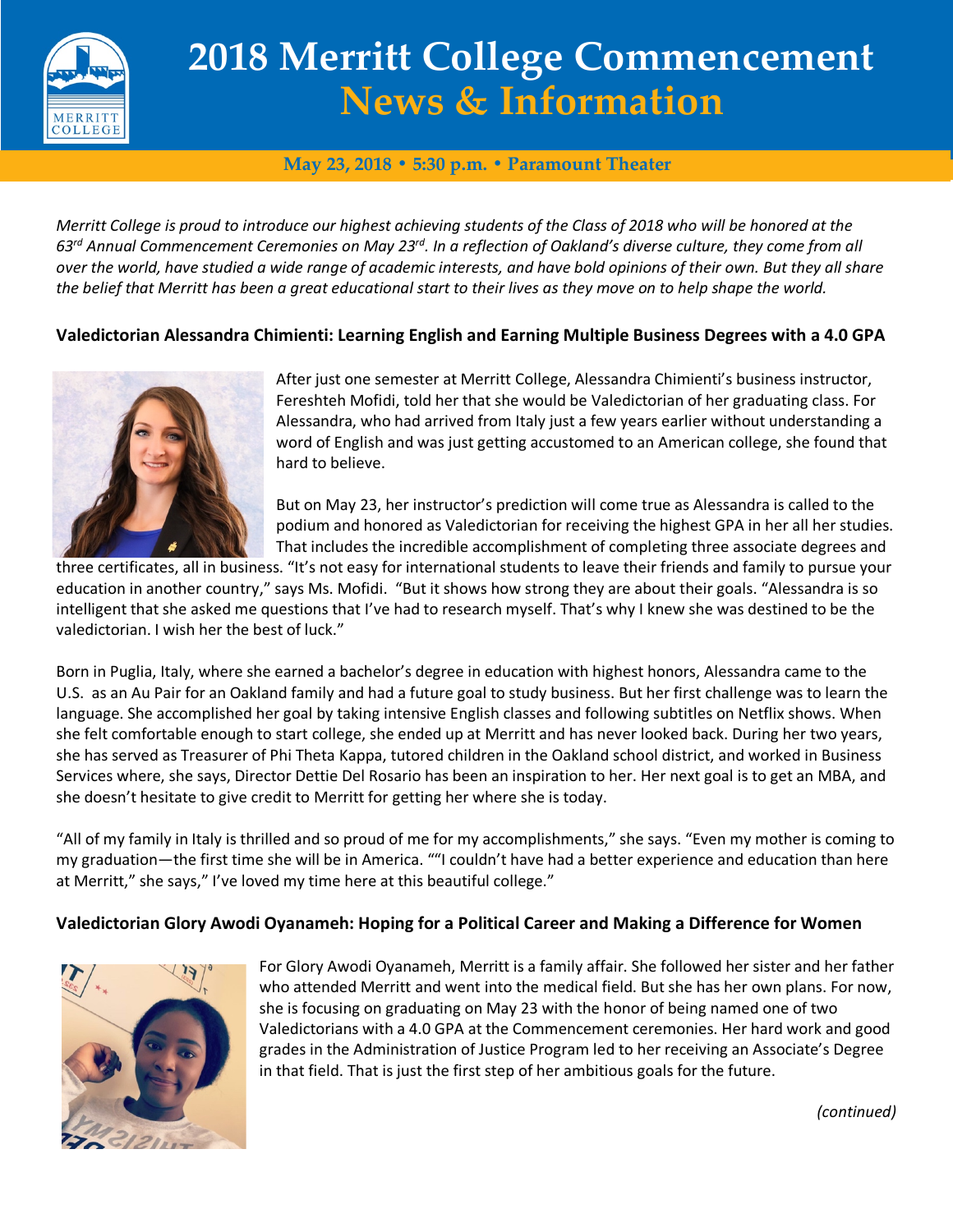# 2018 Merritt College Commencement

## News & Information

**May 23, 2018 • 5:30 p.m. • Paramount Theater**

*Merritt College is proud to introduce our highest achieving students of the Class of 2018 who will be honored at the 63rd Annual Commencement Ceremonies on May 23rd. In a reflection of Oakland's diverse culture, they come from all over the world, have studied a wide range of academic interests, and have bold opinions of their own. But they all share the belief that Merritt has been a great educational start to their lives as they move on to help shape the world.*

### Valedictorian Alessandra Chimienti: Learning English and Earning Multiple Business Degrees with a 4.0 GPA

After just one semester at Merritt College, Alessandra Chimienti's business instructor, Fereshteh Mofidi, told her that she would be Valedictorian of her graduating class. For Alessandra, who had arrived from Italy just a few years earlier without understanding a word of English and was just getting accustomed to an American college, she found that hard to believe.

But on May 23, her instructor's prediction will come true as Alessandra is called to the podium and honored as Valedictorian for receiving the highest GPA in her all her studies. That includes the incredible accomplishment of completing three associate degrees and three certificates, all in business. "It's not easy for international students to leave their friends and family to pursue your education in another country," says Ms. Mofidi. "But it shows how strong they are about their goals. "Alessandra is so intelligent that she asked me questions that I've had to research myself. That's why I knew she was destined to be the valedictorian. I wish her the best of luck."

Born in Puglia, Italy, where she earned a bachelor's degree in education with highest honors, Alessandra came to the U.S. as an Au Pair for an Oakland family and had a future goal to study business. But her first challenge was to learn the language. She accomplished her goal by taking intensive English classes and following subtitles on Netflix shows. When she felt comfortable enough to start college, she ended up at Merritt and has never looked back. During her two years, she has served as Treasurer of Phi Theta Kappa, tutored children in the Oakland school district, and worked in Business Services where, she says, Director Dettie Del Rosario has been an inspiration to her. Her next goal is to get an MBA, and she doesn't hesitate to give credit to Merritt for getting her where she is today.

"All of my family in Italy is thrilled and so proud of me for my accomplishments," she says. "Even my mother is coming to my graduation—the first time she will be in America. ""I couldn't have had a better experience and education than here at Merritt," she says," I've loved my time here at this beautiful college."

### Valedictorian Glory Awodi Oyanameh: Hoping for a Political Career and Making a Difference for Women

For Glory Awodi Oyanameh, Merritt is a family affair. She followed her sister and her father who attended Merritt and went into the medical field. But she has her own plans. For now, she is focusing on graduating on May 23 with the honor of being named one of two Valedictorians with a 4.0 GPA at the Commencement ceremonies. Her hard work and good grades in the Administration of Justice Program led to her receiving an Associate's Degree in that field. That is just the first step of her ambitious goals for the future.

*(continued)*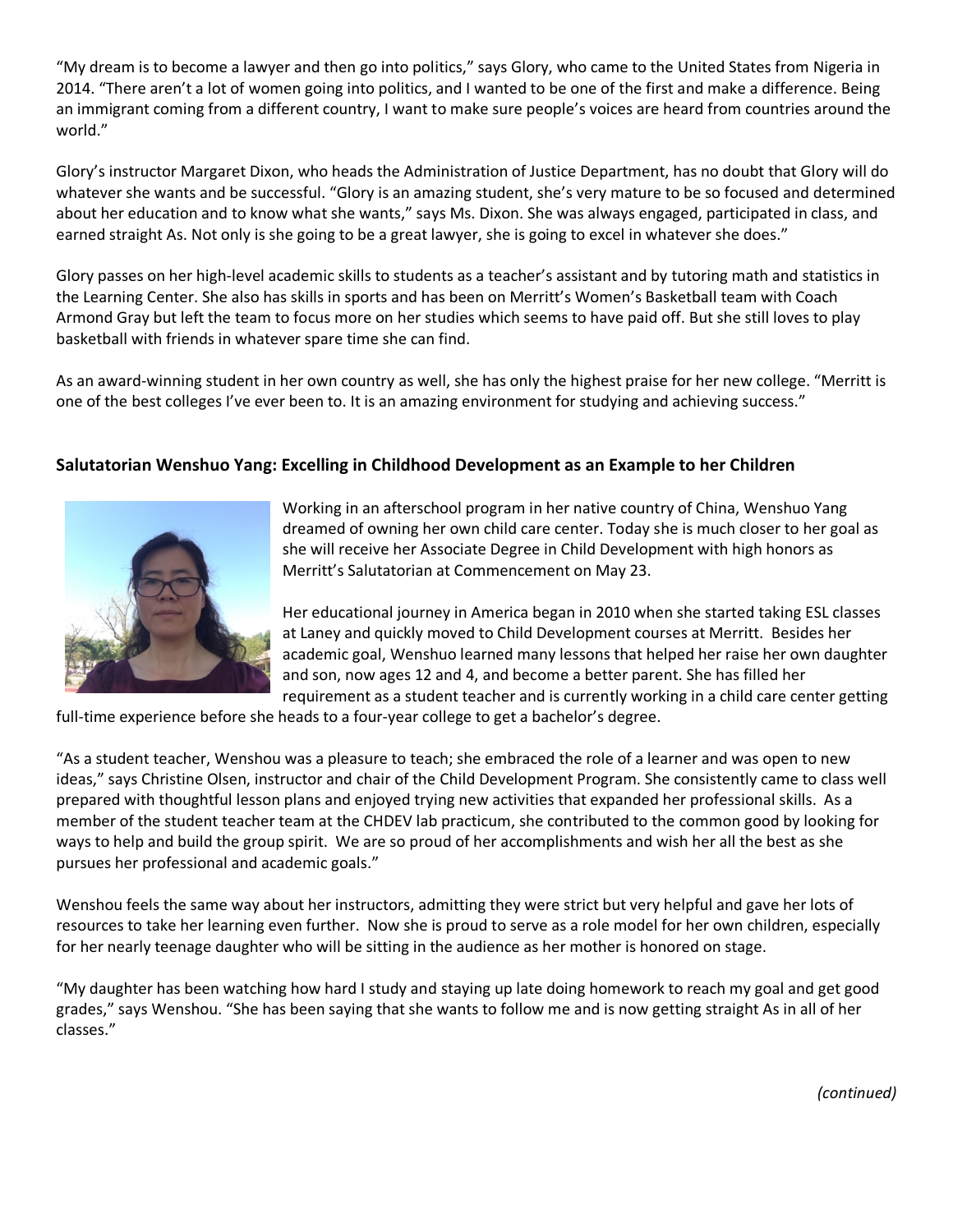"My dream is to become a lawyer and then go into politics," says Glory, who came to the United States from Nigeria in 2014. "There aren't a lot of women going into politics, and I wanted to be one of the first and make a difference. Being an immigrant coming from a different country, I want to make sure people's voices are heard from countries around the world."

Glory's instructor Margaret Dixon, who heads the Administration of Justice Department, has no doubt that Glory will do whatever she wants and be successful. "Glory is an amazing student, she's very mature to be so focused and determined about her education and to know what she wants," says Ms. Dixon. She was always engaged, participated in class, and earned straight As. Not only is she going to be a great lawyer, she is going to excel in whatever she does."

Glory passes on her high-level academic skills to students as a teacher's assistant and by tutoring math and statistics in the Learning Center. She also has skills in sports and has been on Merritt's Women's Basketball team with Coach Armond Gray but left the team to focus more on her studies which seems to have paid off. But she still loves to play basketball with friends in whatever spare time she can find.

As an award-winning student in her own country as well, she has only the highest praise for her new college. "Merritt is one of the best colleges I've ever been to. It is an amazing environment for studying and achieving success."

**Salutatorian Wenshuo Yang: Excelling in Childhood Development as an Example to her Children**

Working in an afterschool program in her native country of China, Wenshuo Yang dreamed of owning her own child care center. Today she is much closer to her goal as she will receive her Associate Degree in Child Development with high honors as Merritt's Salutatorian at Commencement on May 23.

Her educational journey in America began in 2010 when she started taking ESL classes at Laney and quickly moved to Child Development courses at Merritt. Besides her academic goal, Wenshuo learned many lessons that helped her raise her own daughter and son, now ages 12 and 4, and become a better parent. She has filled her requirement as a student teacher and is currently working in a child care center getting full-time experience before she heads to a four-year college to get a bachelor's degree.

"As a student teacher, Wenshou was a pleasure to teach; she embraced the role of a learner and was open to new ideas," says Christine Olsen, instructor and chair of the Child Development Program. She consistently came to class well prepared with thoughtful lesson plans and enjoyed trying new activities that expanded her professional skills. As a member of the student teacher team at the CHDEV lab practicum, she contributed to the common good by looking for ways to help and build the group spirit. We are so proud of her accomplishments and wish her all the best as she pursues her professional and academic goals."

Wenshou feels the same way about her instructors, admitting they were strict but very helpful and gave her lots of resources to take her learning even further. Now she is proud to serve as a role model for her own children, especially for her nearly teenage daughter who will be sitting in the audience as her mother is honored on stage.

"My daughter has been watching how hard I study and staying up late doing homework to reach my goal and get good grades," says Wenshou. "She has been saying that she wants to follow me and is now getting straight As in all of her classes."

*(continued)*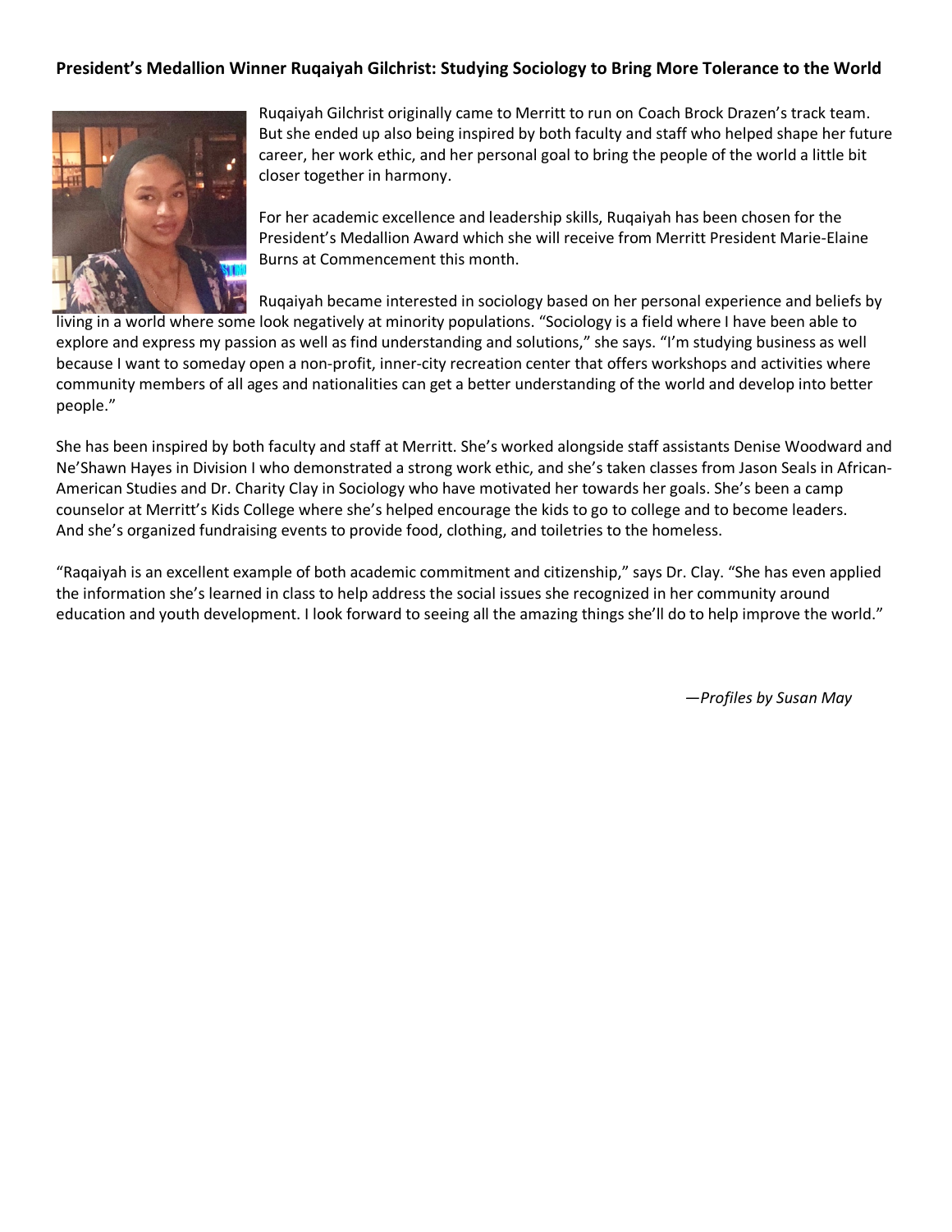**President's Medallion Winner Ruqaiyah Gilchrist: Studying Sociology to Bring More Tolerance to the World**

Ruqaiyah Gilchrist originally came to Merritt to run on Coach Brock Drazen's track team. But she ended up also being inspired by both faculty and staff who helped shape her future career, her work ethic, and her personal goal to bring the people of the world a little bit closer together in harmony.

For her academic excellence and leadership skills, Ruqaiyah has been chosen for the President's Medallion Award which she will receive from Merritt President Marie-Elaine Burns at Commencement this month.

Ruqaiyah became interested in sociology based on her personal experience and beliefs by living in a world where some look negatively at minority populations. "Sociology is a field where I have been able to explore and express my passion as well as find understanding and solutions," she says. "I'm studying business as well because I want to someday open a non-profit, inner-city recreation center that offers workshops and activities where community members of all ages and nationalities can get a better understanding of the world and develop into better people."

She has been inspired by both faculty and staff at Merritt. She's worked alongside staff assistants Denise Woodward and Ne'Shawn Hayes in Division I who demonstrated a strong work ethic, and she's taken classes from Jason Seals in African-American Studies and Dr. Charity Clay in Sociology who have motivated her towards her goals. She's been a camp counselor at Merritt's Kids College where she's helped encourage the kids to go to college and to become leaders. And she's organized fundraising events to provide food, clothing, and toiletries to the homeless.

"Raqaiyah is an excellent example of both academic commitment and citizenship," says Dr. Clay. "She has even applied the information she's learned in class to help address the social issues she recognized in her community around education and youth development. I look forward to seeing all the amazing things she'll do to help improve the world."

*—Profiles by Susan May*